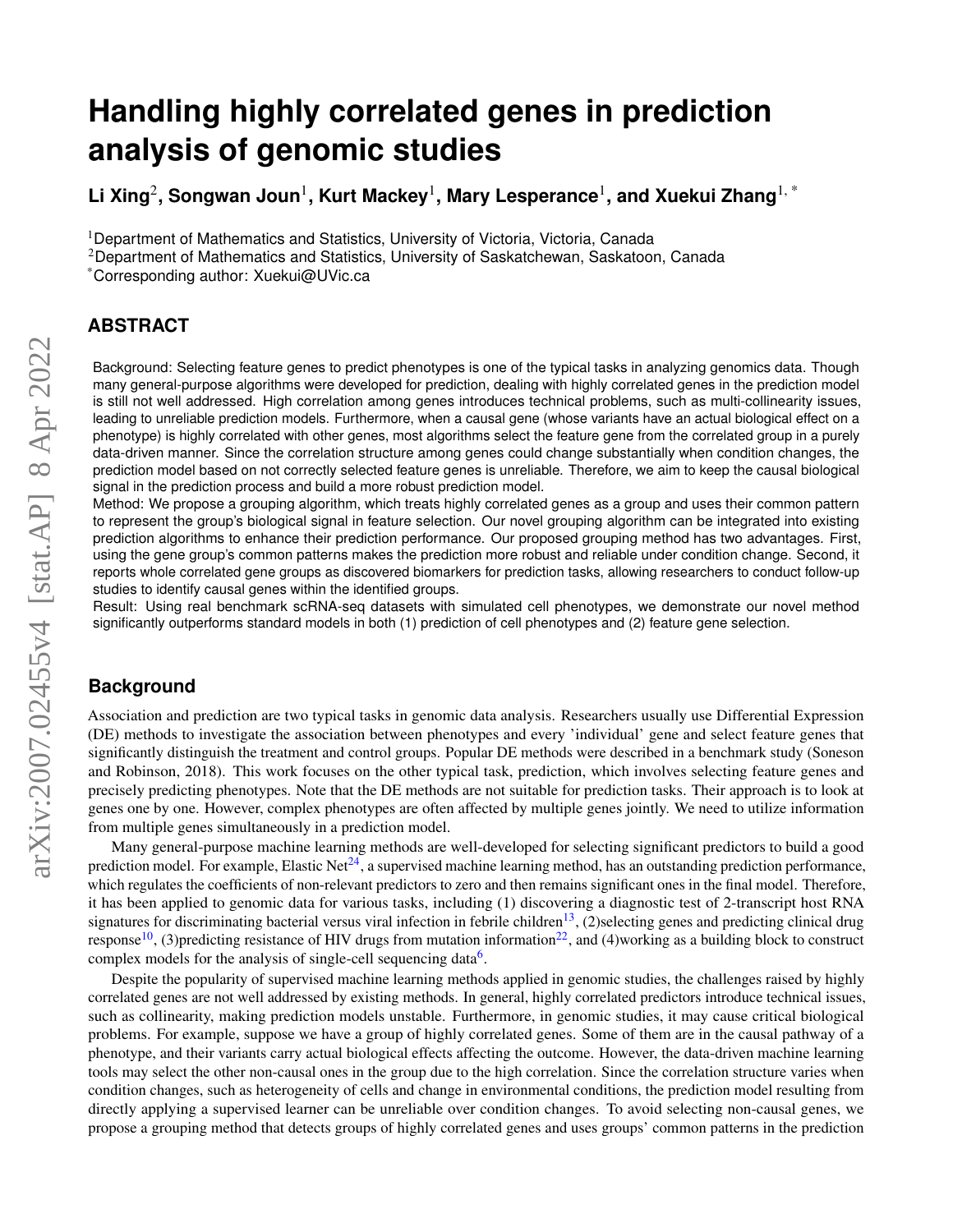# Handling highly correlated genes in prediction analysis of genomic studies

**Li Xing[2], Songwan Joun[1], Kurt Mackey[1], Mary Lesperance[1], and Xuekui Zhang[1,*]**

[1]Department of Mathematics and Statistics, University of Victoria, Victoria, Canada

[2]Department of Mathematics and Statistics, University of Saskatchewan, Saskatoon, Canada

[*]Corresponding author: Xuekui@UVic.ca

## ABSTRACT

Background: Selecting feature genes to predict phenotypes is one of the typical tasks in analyzing genomics data. Though many general-purpose algorithms were developed for prediction, dealing with highly correlated genes in the prediction model is still not well addressed. High correlation among genes introduces technical problems, such as multi-collinearity issues, leading to unreliable prediction models. Furthermore, when a causal gene (whose variants have an actual biological effect on a phenotype) is highly correlated with other genes, most algorithms select the feature gene from the correlated group in a purely data-driven manner. Since the correlation structure among genes could change substantially when condition changes, the prediction model based on not correctly selected feature genes is unreliable. Therefore, we aim to keep the causal biological signal in the prediction process and build a more robust prediction model.

Method: We propose a grouping algorithm, which treats highly correlated genes as a group and uses their common pattern to represent the group's biological signal in feature selection. Our novel grouping algorithm can be integrated into existing prediction algorithms to enhance their prediction performance. Our proposed grouping method has two advantages. First, using the gene group's common patterns makes the prediction more robust and reliable under condition change. Second, it reports whole correlated gene groups as discovered biomarkers for prediction tasks, allowing researchers to conduct follow-up studies to identify causal genes within the identified groups.

Result: Using real benchmark scRNA-seq datasets with simulated cell phenotypes, we demonstrate our novel method significantly outperforms standard models in both (1) prediction of cell phenotypes and (2) feature gene selection.

## Background

Association and prediction are two typical tasks in genomic data analysis. Researchers usually use Differential Expression (DE) methods to investigate the association between phenotypes and every 'individual' gene and select feature genes that significantly distinguish the treatment and control groups. Popular DE methods were described in a benchmark study (Soneson and Robinson, 2018). This work focuses on the other typical task, prediction, which involves selecting feature genes and precisely predicting phenotypes. Note that the DE methods are not suitable for prediction tasks. Their approach is to look at genes one by one. However, complex phenotypes are often affected by multiple genes jointly. We need to utilize information from multiple genes simultaneously in a prediction model.

Many general-purpose machine learning methods are well-developed for selecting significant predictors to build a good prediction model. For example, Elastic Net[24], a supervised machine learning method, has an outstanding prediction performance, which regulates the coefficients of non-relevant predictors to zero and then remains significant ones in the final model. Therefore, it has been applied to genomic data for various tasks, including (1) discovering a diagnostic test of 2-transcript host RNA signatures for discriminating bacterial versus viral infection in febrile children[13], (2)selecting genes and predicting clinical drug response[10], (3)predicting resistance of HIV drugs from mutation information[22], and (4)working as a building block to construct complex models for the analysis of single-cell sequencing data[6].

Despite the popularity of supervised machine learning methods applied in genomic studies, the challenges raised by highly correlated genes are not well addressed by existing methods. In general, highly correlated predictors introduce technical issues, such as collinearity, making prediction models unstable. Furthermore, in genomic studies, it may cause critical biological problems. For example, suppose we have a group of highly correlated genes. Some of them are in the causal pathway of a phenotype, and their variants carry actual biological effects affecting the outcome. However, the data-driven machine learning tools may select the other non-causal ones in the group due to the high correlation. Since the correlation structure varies when condition changes, such as heterogeneity of cells and change in environmental conditions, the prediction model resulting from directly applying a supervised learner can be unreliable over condition changes. To avoid selecting non-causal genes, we propose a grouping method that detects groups of highly correlated genes and uses groups' common patterns in the prediction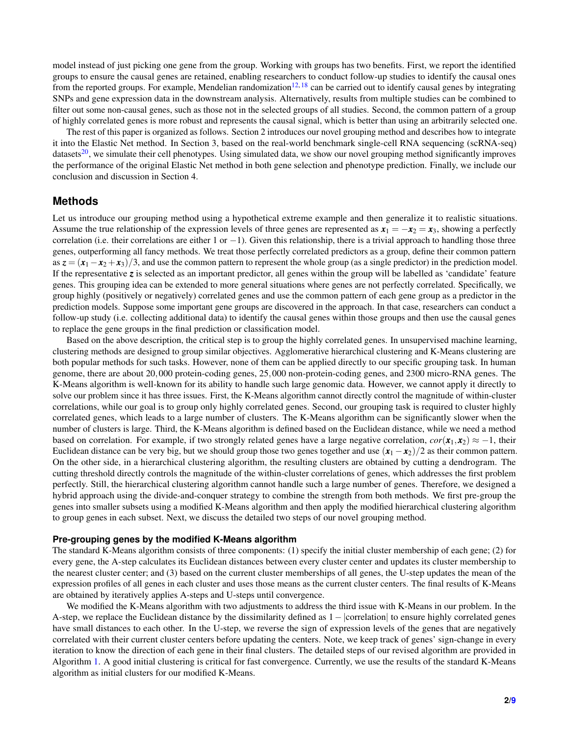model instead of just picking one gene from the group. Working with groups has two benefits. First, we report the identified groups to ensure the causal genes are retained, enabling researchers to conduct follow-up studies to identify the causal ones from the reported groups. For example, Mendelian randomization[12,18] can be carried out to identify causal genes by integrating SNPs and gene expression data in the downstream analysis. Alternatively, results from multiple studies can be combined to filter out some non-causal genes, such as those not in the selected groups of all studies. Second, the common pattern of a group of highly correlated genes is more robust and represents the causal signal, which is better than using an arbitrarily selected one.

The rest of this paper is organized as follows. Section 2 introduces our novel grouping method and describes how to integrate it into the Elastic Net method. In Section 3, based on the real-world benchmark single-cell RNA sequencing (scRNA-seq) datasets[20], we simulate their cell phenotypes. Using simulated data, we show our novel grouping method significantly improves the performance of the original Elastic Net method in both gene selection and phenotype prediction. Finally, we include our conclusion and discussion in Section 4.

## Methods

Let us introduce our grouping method using a hypothetical extreme example and then generalize it to realistic situations. Assume the true relationship of the expression levels of three genes are represented as $\boldsymbol{x}_1 = -\boldsymbol{x}_2 = \boldsymbol{x}_3$, showing a perfectly correlation (i.e. their correlations are either 1 or $-1$). Given this relationship, there is a trivial approach to handling those three genes, outperforming all fancy methods. We treat those perfectly correlated predictors as a group, define their common pattern as $\boldsymbol{z} = (\boldsymbol{x}_1 - \boldsymbol{x}_2 + \boldsymbol{x}_3)/3$, and use the common pattern to represent the whole group (as a single predictor) in the prediction model. If the representative $\boldsymbol{z}$ is selected as an important predictor, all genes within the group will be labelled as 'candidate' feature genes. This grouping idea can be extended to more general situations where genes are not perfectly correlated. Specifically, we group highly (positively or negatively) correlated genes and use the common pattern of each gene group as a predictor in the prediction models. Suppose some important gene groups are discovered in the approach. In that case, researchers can conduct a follow-up study (i.e. collecting additional data) to identify the causal genes within those groups and then use the causal genes to replace the gene groups in the final prediction or classification model.

Based on the above description, the critical step is to group the highly correlated genes. In unsupervised machine learning, clustering methods are designed to group similar objectives. Agglomerative hierarchical clustering and K-Means clustering are both popular methods for such tasks. However, none of them can be applied directly to our specific grouping task. In human genome, there are about 20,000 protein-coding genes, 25,000 non-protein-coding genes, and 2300 micro-RNA genes. The K-Means algorithm is well-known for its ability to handle such large genomic data. However, we cannot apply it directly to solve our problem since it has three issues. First, the K-Means algorithm cannot directly control the magnitude of within-cluster correlations, while our goal is to group only highly correlated genes. Second, our grouping task is required to cluster highly correlated genes, which leads to a large number of clusters. The K-Means algorithm can be significantly slower when the number of clusters is large. Third, the K-Means algorithm is defined based on the Euclidean distance, while we need a method based on correlation. For example, if two strongly related genes have a large negative correlation, $cor(\boldsymbol{x}_1, \boldsymbol{x}_2) \approx -1$, their Euclidean distance can be very big, but we should group those two genes together and use $(\boldsymbol{x}_1 - \boldsymbol{x}_2)/2$ as their common pattern. On the other side, in a hierarchical clustering algorithm, the resulting clusters are obtained by cutting a dendrogram. The cutting threshold directly controls the magnitude of the within-cluster correlations of genes, which addresses the first problem perfectly. Still, the hierarchical clustering algorithm cannot handle such a large number of genes. Therefore, we designed a hybrid approach using the divide-and-conquer strategy to combine the strength from both methods. We first pre-group the genes into smaller subsets using a modified K-Means algorithm and then apply the modified hierarchical clustering algorithm to group genes in each subset. Next, we discuss the detailed two steps of our novel grouping method.

### Pre-grouping genes by the modified K-Means algorithm

The standard K-Means algorithm consists of three components: (1) specify the initial cluster membership of each gene; (2) for every gene, the A-step calculates its Euclidean distances between every cluster center and updates its cluster membership to the nearest cluster center; and (3) based on the current cluster memberships of all genes, the U-step updates the mean of the expression profiles of all genes in each cluster and uses those means as the current cluster centers. The final results of K-Means are obtained by iteratively applies A-steps and U-steps until convergence.

We modified the K-Means algorithm with two adjustments to address the third issue with K-Means in our problem. In the A-step, we replace the Euclidean distance by the dissimilarity defined as $1 - |\text{correlation}|$ to ensure highly correlated genes have small distances to each other. In the U-step, we reverse the sign of expression levels of the genes that are negatively correlated with their current cluster centers before updating the centers. Note, we keep track of genes' sign-change in every iteration to know the direction of each gene in their final clusters. The detailed steps of our revised algorithm are provided in Algorithm 1. A good initial clustering is critical for fast convergence. Currently, we use the results of the standard K-Means algorithm as initial clusters for our modified K-Means.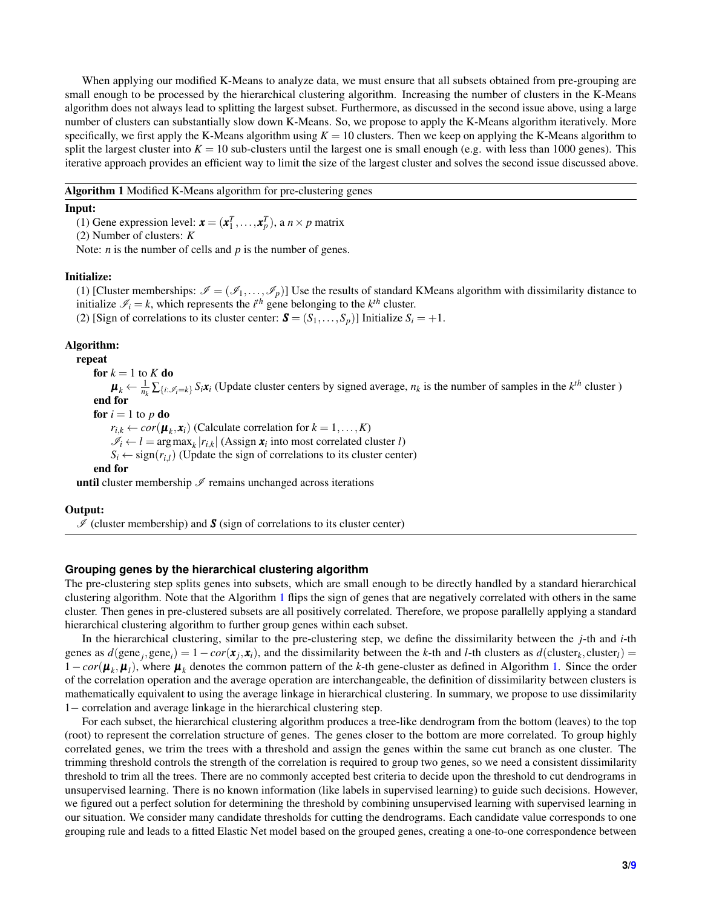When applying our modified K-Means to analyze data, we must ensure that all subsets obtained from pre-grouping are small enough to be processed by the hierarchical clustering algorithm. Increasing the number of clusters in the K-Means algorithm does not always lead to splitting the largest subset. Furthermore, as discussed in the second issue above, using a large number of clusters can substantially slow down K-Means. So, we propose to apply the K-Means algorithm iteratively. More specifically, we first apply the K-Means algorithm using $K = 10$ clusters. Then we keep on applying the K-Means algorithm to split the largest cluster into $K = 10$ sub-clusters until the largest one is small enough (e.g. with less than 1000 genes). This iterative approach provides an efficient way to limit the size of the largest cluster and solves the second issue discussed above.

---

**Algorithm 1** Modified K-Means algorithm for pre-clustering genes

---

**Input:**

(1) Gene expression level: $\boldsymbol{x} = (\boldsymbol{x}_1^T, \ldots, \boldsymbol{x}_p^T)$, a $n \times p$ matrix

(2) Number of clusters: $K$

Note: $n$ is the number of cells and $p$ is the number of genes.

**Initialize:**

(1) [Cluster memberships: $\mathscr{I} = (\mathscr{I}_1, \ldots, \mathscr{I}_p)$] Use the results of standard KMeans algorithm with dissimilarity distance to initialize $\mathscr{I}_i = k$, which represents the $i^{th}$ gene belonging to the $k^{th}$ cluster.

(2) [Sign of correlations to its cluster center: $\boldsymbol{S} = (S_1, \ldots, S_p)$] Initialize $S_i = +1$.

**Algorithm:**

**repeat**

  **for** $k = 1$ to $K$ **do**

    $\boldsymbol{\mu}_k \leftarrow \frac{1}{n_k} \sum_{\{i:\mathscr{I}_i = k\}} S_i \boldsymbol{x}_i$ (Update cluster centers by signed average, $n_k$ is the number of samples in the $k^{th}$ cluster )

  **end for**

  **for** $i = 1$ to $p$ **do**

    $r_{i,k} \leftarrow cor(\boldsymbol{\mu}_k, \boldsymbol{x}_i)$ (Calculate correlation for $k = 1, \ldots, K$)

    $\mathscr{I}_i \leftarrow l = \arg\max_k |r_{i,k}|$ (Assign $\boldsymbol{x}_i$ into most correlated cluster $l$)

    $S_i \leftarrow \text{sign}(r_{i,l})$ (Update the sign of correlations to its cluster center)

  **end for**

**until** cluster membership $\mathscr{I}$ remains unchanged across iterations

**Output:**

$\mathscr{I}$ (cluster membership) and $\boldsymbol{S}$ (sign of correlations to its cluster center)

---

### Grouping genes by the hierarchical clustering algorithm

The pre-clustering step splits genes into subsets, which are small enough to be directly handled by a standard hierarchical clustering algorithm. Note that the Algorithm 1 flips the sign of genes that are negatively correlated with others in the same cluster. Then genes in pre-clustered subsets are all positively correlated. Therefore, we propose parallelly applying a standard hierarchical clustering algorithm to further group genes within each subset.

In the hierarchical clustering, similar to the pre-clustering step, we define the dissimilarity between the $j$-th and $i$-th genes as $d(\text{gene}_j, \text{gene}_i) = 1 - cor(\boldsymbol{x}_j, \boldsymbol{x}_i)$, and the dissimilarity between the $k$-th and $l$-th clusters as $d(\text{cluster}_k, \text{cluster}_l) = 1 - cor(\boldsymbol{\mu}_k, \boldsymbol{\mu}_l)$, where $\boldsymbol{\mu}_k$ denotes the common pattern of the $k$-th gene-cluster as defined in Algorithm 1. Since the order of the correlation operation and the average operation are interchangeable, the definition of dissimilarity between clusters is mathematically equivalent to using the average linkage in hierarchical clustering. In summary, we propose to use dissimilarity $1-$ correlation and average linkage in the hierarchical clustering step.

For each subset, the hierarchical clustering algorithm produces a tree-like dendrogram from the bottom (leaves) to the top (root) to represent the correlation structure of genes. The genes closer to the bottom are more correlated. To group highly correlated genes, we trim the trees with a threshold and assign the genes within the same cut branch as one cluster. The trimming threshold controls the strength of the correlation is required to group two genes, so we need a consistent dissimilarity threshold to trim all the trees. There are no commonly accepted best criteria to decide upon the threshold to cut dendrograms in unsupervised learning. There is no known information (like labels in supervised learning) to guide such decisions. However, we figured out a perfect solution for determining the threshold by combining unsupervised learning with supervised learning in our situation. We consider many candidate thresholds for cutting the dendrograms. Each candidate value corresponds to one grouping rule and leads to a fitted Elastic Net model based on the grouped genes, creating a one-to-one correspondence between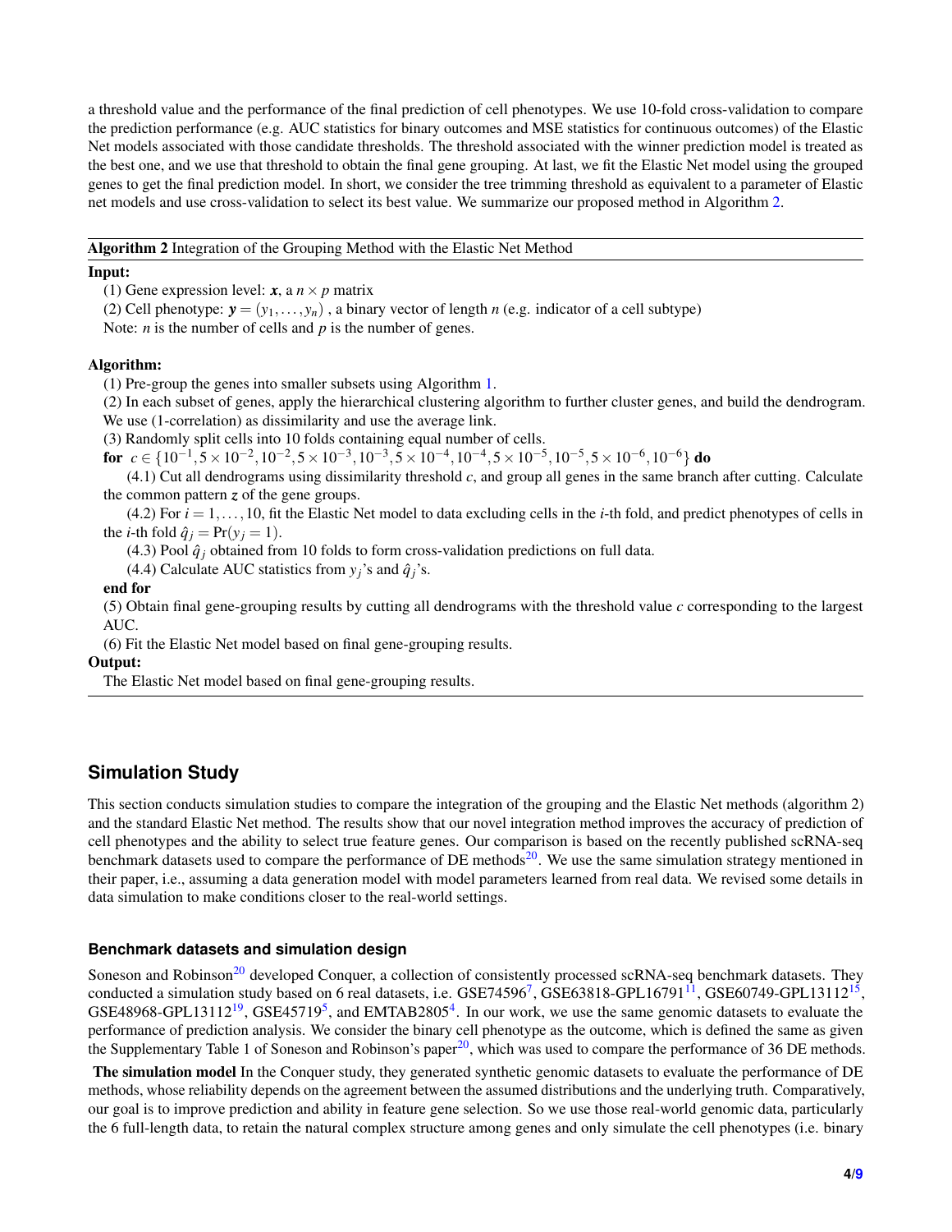a threshold value and the performance of the final prediction of cell phenotypes. We use 10-fold cross-validation to compare the prediction performance (e.g. AUC statistics for binary outcomes and MSE statistics for continuous outcomes) of the Elastic Net models associated with those candidate thresholds. The threshold associated with the winner prediction model is treated as the best one, and we use that threshold to obtain the final gene grouping. At last, we fit the Elastic Net model using the grouped genes to get the final prediction model. In short, we consider the tree trimming threshold as equivalent to a parameter of Elastic net models and use cross-validation to select its best value. We summarize our proposed method in Algorithm 2.

---

**Algorithm 2** Integration of the Grouping Method with the Elastic Net Method

---

**Input:**

(1) Gene expression level: $\boldsymbol{x}$, a $n \times p$ matrix

(2) Cell phenotype: $\boldsymbol{y} = (y_1, \ldots, y_n)$ , a binary vector of length $n$ (e.g. indicator of a cell subtype)

Note: $n$ is the number of cells and $p$ is the number of genes.

**Algorithm:**

(1) Pre-group the genes into smaller subsets using Algorithm 1.

(2) In each subset of genes, apply the hierarchical clustering algorithm to further cluster genes, and build the dendrogram. We use (1-correlation) as dissimilarity and use the average link.

(3) Randomly split cells into 10 folds containing equal number of cells.

**for** $c \in \{10^{-1}, 5\times10^{-2}, 10^{-2}, 5\times10^{-3}, 10^{-3}, 5\times10^{-4}, 10^{-4}, 5\times10^{-5}, 10^{-5}, 5\times10^{-6}, 10^{-6}\}$ **do**

(4.1) Cut all dendrograms using dissimilarity threshold $c$, and group all genes in the same branch after cutting. Calculate the common pattern $\boldsymbol{z}$ of the gene groups.

(4.2) For $i = 1, \ldots, 10$, fit the Elastic Net model to data excluding cells in the $i$-th fold, and predict phenotypes of cells in the $i$-th fold $\hat{q}_j = \Pr(y_j = 1)$.

(4.3) Pool $\hat{q}_j$ obtained from 10 folds to form cross-validation predictions on full data.

(4.4) Calculate AUC statistics from $y_j$'s and $\hat{q}_j$'s.

**end for**

(5) Obtain final gene-grouping results by cutting all dendrograms with the threshold value $c$ corresponding to the largest AUC.

(6) Fit the Elastic Net model based on final gene-grouping results.

**Output:**

The Elastic Net model based on final gene-grouping results.

---

## Simulation Study

This section conducts simulation studies to compare the integration of the grouping and the Elastic Net methods (algorithm 2) and the standard Elastic Net method. The results show that our novel integration method improves the accuracy of prediction of cell phenotypes and the ability to select true feature genes. Our comparison is based on the recently published scRNA-seq benchmark datasets used to compare the performance of DE methods[20]. We use the same simulation strategy mentioned in their paper, i.e., assuming a data generation model with model parameters learned from real data. We revised some details in data simulation to make conditions closer to the real-world settings.

### Benchmark datasets and simulation design

Soneson and Robinson[20] developed Conquer, a collection of consistently processed scRNA-seq benchmark datasets. They conducted a simulation study based on 6 real datasets, i.e. GSE74596[7], GSE63818-GPL16791[11], GSE60749-GPL13112[15], GSE48968-GPL13112[19], GSE45719[5], and EMTAB2805[4]. In our work, we use the same genomic datasets to evaluate the performance of prediction analysis. We consider the binary cell phenotype as the outcome, which is defined the same as given the Supplementary Table 1 of Soneson and Robinson's paper[20], which was used to compare the performance of 36 DE methods.

**The simulation model** In the Conquer study, they generated synthetic genomic datasets to evaluate the performance of DE methods, whose reliability depends on the agreement between the assumed distributions and the underlying truth. Comparatively, our goal is to improve prediction and ability in feature gene selection. So we use those real-world genomic data, particularly the 6 full-length data, to retain the natural complex structure among genes and only simulate the cell phenotypes (i.e. binary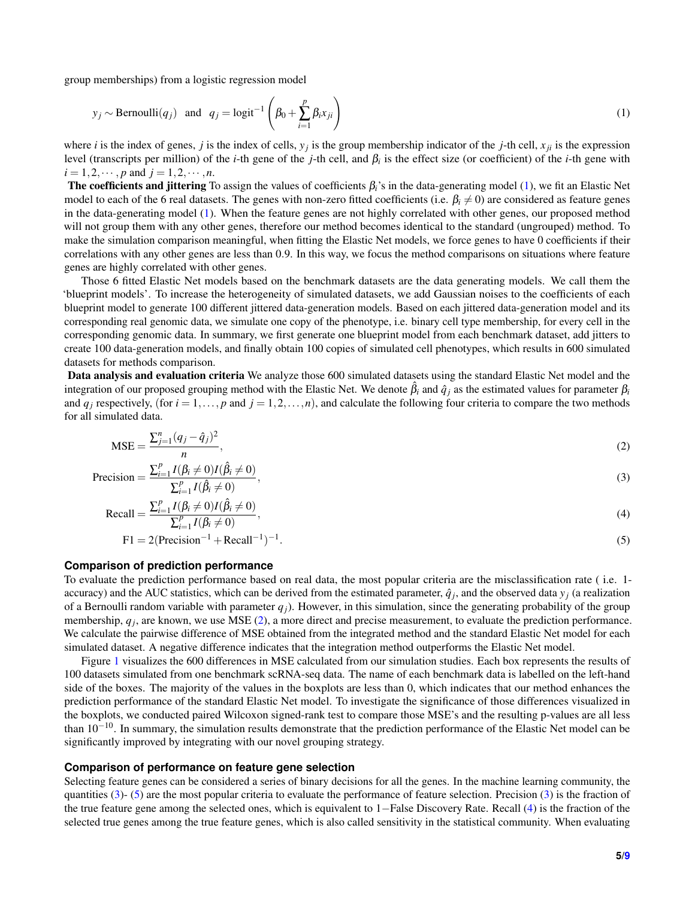group memberships) from a logistic regression model

$$y_j \sim \text{Bernoulli}(q_j) \quad \text{and} \quad q_j = \text{logit}^{-1}\left(\beta_0 + \sum_{i=1}^{p} \beta_i x_{ji}\right) \tag{1}$$

where $i$ is the index of genes, $j$ is the index of cells, $y_j$ is the group membership indicator of the $j$-th cell, $x_{ji}$ is the expression level (transcripts per million) of the $i$-th gene of the $j$-th cell, and $\beta_i$ is the effect size (or coefficient) of the $i$-th gene with $i = 1, 2, \cdots, p$ and $j = 1, 2, \cdots, n$.

**The coefficients and jittering** To assign the values of coefficients $\beta_i$'s in the data-generating model (1), we fit an Elastic Net model to each of the 6 real datasets. The genes with non-zero fitted coefficients (i.e. $\beta_i \neq 0$) are considered as feature genes in the data-generating model (1). When the feature genes are not highly correlated with other genes, our proposed method will not group them with any other genes, therefore our method becomes identical to the standard (ungrouped) method. To make the simulation comparison meaningful, when fitting the Elastic Net models, we force genes to have 0 coefficients if their correlations with any other genes are less than 0.9. In this way, we focus the method comparisons on situations where feature genes are highly correlated with other genes.

Those 6 fitted Elastic Net models based on the benchmark datasets are the data generating models. We call them the 'blueprint models'. To increase the heterogeneity of simulated datasets, we add Gaussian noises to the coefficients of each blueprint model to generate 100 different jittered data-generation models. Based on each jittered data-generation model and its corresponding real genomic data, we simulate one copy of the phenotype, i.e. binary cell type membership, for every cell in the corresponding genomic data. In summary, we first generate one blueprint model from each benchmark dataset, add jitters to create 100 data-generation models, and finally obtain 100 copies of simulated cell phenotypes, which results in 600 simulated datasets for methods comparison.

**Data analysis and evaluation criteria** We analyze those 600 simulated datasets using the standard Elastic Net model and the integration of our proposed grouping method with the Elastic Net. We denote $\hat{\beta}_i$ and $\hat{q}_j$ as the estimated values for parameter $\beta_i$ and $q_j$ respectively, (for $i = 1, \ldots, p$ and $j = 1, 2, \ldots, n$), and calculate the following four criteria to compare the two methods for all simulated data.

$$\text{MSE} = \frac{\sum_{j=1}^{n} (q_j - \hat{q}_j)^2}{n}, \tag{2}$$

$$\text{Precision} = \frac{\sum_{i=1}^{p} I(\beta_i \neq 0) I(\hat{\beta}_i \neq 0)}{\sum_{i=1}^{p} I(\hat{\beta}_i \neq 0)}, \tag{3}$$

$$\text{Recall} = \frac{\sum_{i=1}^{p} I(\beta_i \neq 0) I(\hat{\beta}_i \neq 0)}{\sum_{i=1}^{p} I(\beta_i \neq 0)}, \tag{4}$$

$$\text{F1} = 2(\text{Precision}^{-1} + \text{Recall}^{-1})^{-1}. \tag{5}$$

### Comparison of prediction performance

To evaluate the prediction performance based on real data, the most popular criteria are the misclassification rate ( i.e. 1-accuracy) and the AUC statistics, which can be derived from the estimated parameter, $\hat{q}_j$, and the observed data $y_j$ (a realization of a Bernoulli random variable with parameter $q_j$). However, in this simulation, since the generating probability of the group membership, $q_j$, are known, we use MSE (2), a more direct and precise measurement, to evaluate the prediction performance. We calculate the pairwise difference of MSE obtained from the integrated method and the standard Elastic Net model for each simulated dataset. A negative difference indicates that the integration method outperforms the Elastic Net model.

Figure 1 visualizes the 600 differences in MSE calculated from our simulation studies. Each box represents the results of 100 datasets simulated from one benchmark scRNA-seq data. The name of each benchmark data is labelled on the left-hand side of the boxes. The majority of the values in the boxplots are less than 0, which indicates that our method enhances the prediction performance of the standard Elastic Net model. To investigate the significance of those differences visualized in the boxplots, we conducted paired Wilcoxon signed-rank test to compare those MSE's and the resulting p-values are all less than $10^{-10}$. In summary, the simulation results demonstrate that the prediction performance of the Elastic Net model can be significantly improved by integrating with our novel grouping strategy.

### Comparison of performance on feature gene selection

Selecting feature genes can be considered a series of binary decisions for all the genes. In the machine learning community, the quantities (3)- (5) are the most popular criteria to evaluate the performance of feature selection. Precision (3) is the fraction of the true feature gene among the selected ones, which is equivalent to 1−False Discovery Rate. Recall (4) is the fraction of the selected true genes among the true feature genes, which is also called sensitivity in the statistical community. When evaluating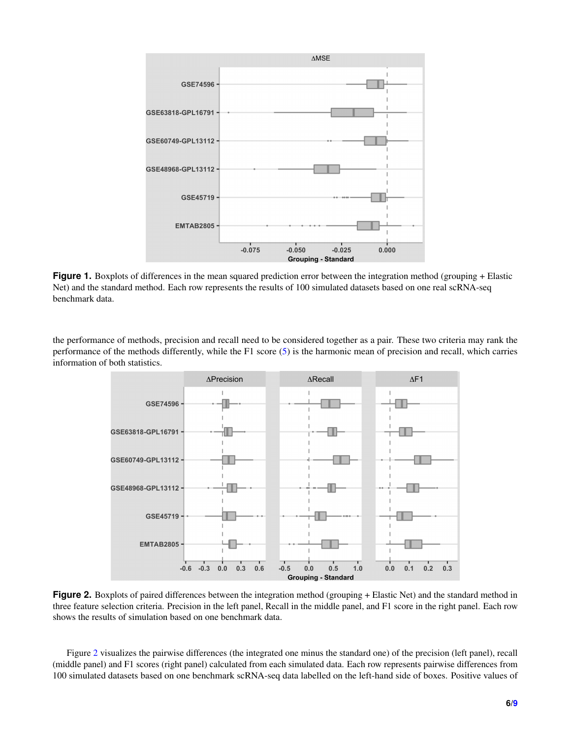**Figure 1.** Boxplots of differences in the mean squared prediction error between the integration method (grouping + Elastic Net) and the standard method. Each row represents the results of 100 simulated datasets based on one real scRNA-seq benchmark data.

the performance of methods, precision and recall need to be considered together as a pair. These two criteria may rank the performance of the methods differently, while the F1 score (5) is the harmonic mean of precision and recall, which carries information of both statistics.

**Figure 2.** Boxplots of paired differences between the integration method (grouping + Elastic Net) and the standard method in three feature selection criteria. Precision in the left panel, Recall in the middle panel, and F1 score in the right panel. Each row shows the results of simulation based on one benchmark data.

Figure 2 visualizes the pairwise differences (the integrated one minus the standard one) of the precision (left panel), recall (middle panel) and F1 scores (right panel) calculated from each simulated data. Each row represents pairwise differences from 100 simulated datasets based on one benchmark scRNA-seq data labelled on the left-hand side of boxes. Positive values of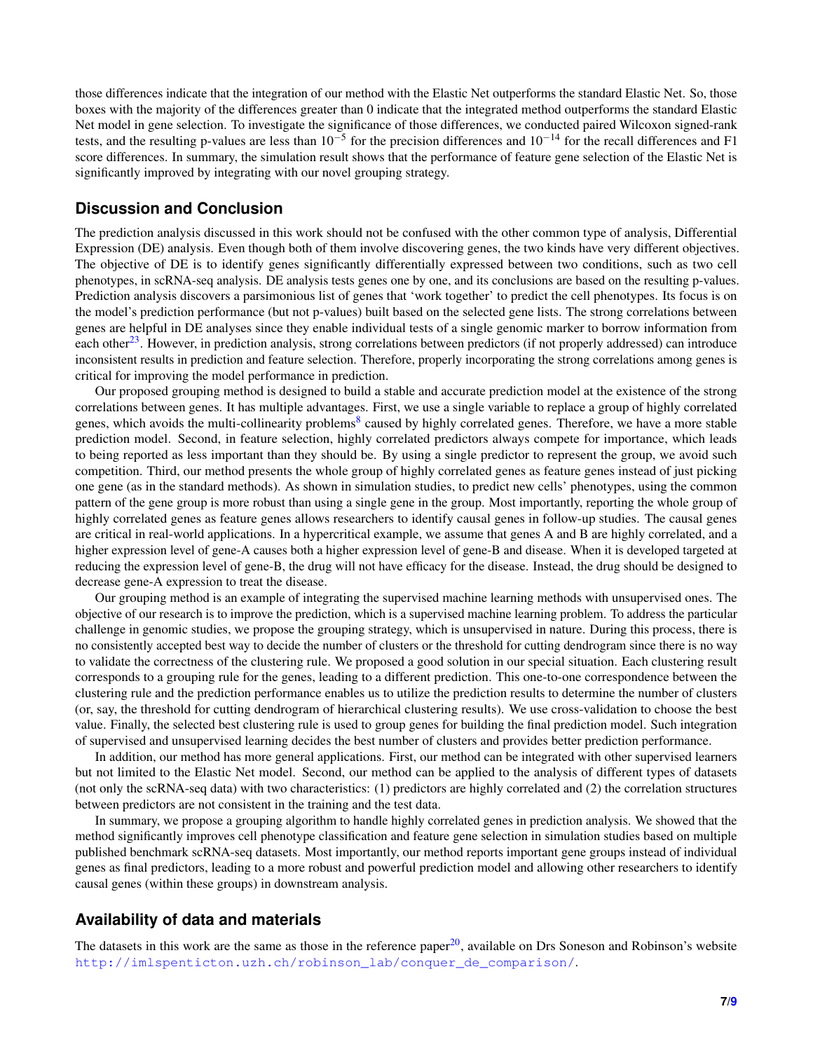those differences indicate that the integration of our method with the Elastic Net outperforms the standard Elastic Net. So, those boxes with the majority of the differences greater than 0 indicate that the integrated method outperforms the standard Elastic Net model in gene selection. To investigate the significance of those differences, we conducted paired Wilcoxon signed-rank tests, and the resulting p-values are less than $10^{-5}$ for the precision differences and $10^{-14}$ for the recall differences and F1 score differences. In summary, the simulation result shows that the performance of feature gene selection of the Elastic Net is significantly improved by integrating with our novel grouping strategy.

## Discussion and Conclusion

The prediction analysis discussed in this work should not be confused with the other common type of analysis, Differential Expression (DE) analysis. Even though both of them involve discovering genes, the two kinds have very different objectives. The objective of DE is to identify genes significantly differentially expressed between two conditions, such as two cell phenotypes, in scRNA-seq analysis. DE analysis tests genes one by one, and its conclusions are based on the resulting p-values. Prediction analysis discovers a parsimonious list of genes that 'work together' to predict the cell phenotypes. Its focus is on the model's prediction performance (but not p-values) built based on the selected gene lists. The strong correlations between genes are helpful in DE analyses since they enable individual tests of a single genomic marker to borrow information from each other[23]. However, in prediction analysis, strong correlations between predictors (if not properly addressed) can introduce inconsistent results in prediction and feature selection. Therefore, properly incorporating the strong correlations among genes is critical for improving the model performance in prediction.

Our proposed grouping method is designed to build a stable and accurate prediction model at the existence of the strong correlations between genes. It has multiple advantages. First, we use a single variable to replace a group of highly correlated genes, which avoids the multi-collinearity problems[8] caused by highly correlated genes. Therefore, we have a more stable prediction model. Second, in feature selection, highly correlated predictors always compete for importance, which leads to being reported as less important than they should be. By using a single predictor to represent the group, we avoid such competition. Third, our method presents the whole group of highly correlated genes as feature genes instead of just picking one gene (as in the standard methods). As shown in simulation studies, to predict new cells' phenotypes, using the common pattern of the gene group is more robust than using a single gene in the group. Most importantly, reporting the whole group of highly correlated genes as feature genes allows researchers to identify causal genes in follow-up studies. The causal genes are critical in real-world applications. In a hypercritical example, we assume that genes A and B are highly correlated, and a higher expression level of gene-A causes both a higher expression level of gene-B and disease. When it is developed targeted at reducing the expression level of gene-B, the drug will not have efficacy for the disease. Instead, the drug should be designed to decrease gene-A expression to treat the disease.

Our grouping method is an example of integrating the supervised machine learning methods with unsupervised ones. The objective of our research is to improve the prediction, which is a supervised machine learning problem. To address the particular challenge in genomic studies, we propose the grouping strategy, which is unsupervised in nature. During this process, there is no consistently accepted best way to decide the number of clusters or the threshold for cutting dendrogram since there is no way to validate the correctness of the clustering rule. We proposed a good solution in our special situation. Each clustering result corresponds to a grouping rule for the genes, leading to a different prediction. This one-to-one correspondence between the clustering rule and the prediction performance enables us to utilize the prediction results to determine the number of clusters (or, say, the threshold for cutting dendrogram of hierarchical clustering results). We use cross-validation to choose the best value. Finally, the selected best clustering rule is used to group genes for building the final prediction model. Such integration of supervised and unsupervised learning decides the best number of clusters and provides better prediction performance.

In addition, our method has more general applications. First, our method can be integrated with other supervised learners but not limited to the Elastic Net model. Second, our method can be applied to the analysis of different types of datasets (not only the scRNA-seq data) with two characteristics: (1) predictors are highly correlated and (2) the correlation structures between predictors are not consistent in the training and the test data.

In summary, we propose a grouping algorithm to handle highly correlated genes in prediction analysis. We showed that the method significantly improves cell phenotype classification and feature gene selection in simulation studies based on multiple published benchmark scRNA-seq datasets. Most importantly, our method reports important gene groups instead of individual genes as final predictors, leading to a more robust and powerful prediction model and allowing other researchers to identify causal genes (within these groups) in downstream analysis.

## Availability of data and materials

The datasets in this work are the same as those in the reference paper[20], available on Drs Soneson and Robinson's website http://imlspenticton.uzh.ch/robinson_lab/conquer_de_comparison/.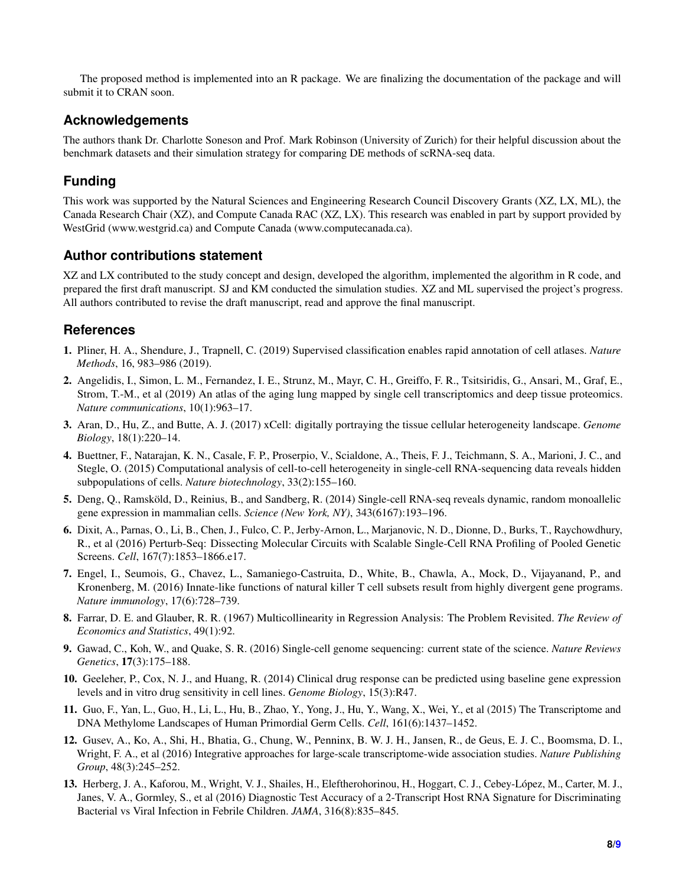The proposed method is implemented into an R package. We are finalizing the documentation of the package and will submit it to CRAN soon.

## Acknowledgements

The authors thank Dr. Charlotte Soneson and Prof. Mark Robinson (University of Zurich) for their helpful discussion about the benchmark datasets and their simulation strategy for comparing DE methods of scRNA-seq data.

## Funding

This work was supported by the Natural Sciences and Engineering Research Council Discovery Grants (XZ, LX, ML), the Canada Research Chair (XZ), and Compute Canada RAC (XZ, LX). This research was enabled in part by support provided by WestGrid (www.westgrid.ca) and Compute Canada (www.computecanada.ca).

## Author contributions statement

XZ and LX contributed to the study concept and design, developed the algorithm, implemented the algorithm in R code, and prepared the first draft manuscript. SJ and KM conducted the simulation studies. XZ and ML supervised the project's progress. All authors contributed to revise the draft manuscript, read and approve the final manuscript.

## References

1. Pliner, H. A., Shendure, J., Trapnell, C. (2019) Supervised classification enables rapid annotation of cell atlases. *Nature Methods*, 16, 983–986 (2019).
2. Angelidis, I., Simon, L. M., Fernandez, I. E., Strunz, M., Mayr, C. H., Greiffo, F. R., Tsitsiridis, G., Ansari, M., Graf, E., Strom, T.-M., et al (2019) An atlas of the aging lung mapped by single cell transcriptomics and deep tissue proteomics. *Nature communications*, 10(1):963–17.
3. Aran, D., Hu, Z., and Butte, A. J. (2017) xCell: digitally portraying the tissue cellular heterogeneity landscape. *Genome Biology*, 18(1):220–14.
4. Buettner, F., Natarajan, K. N., Casale, F. P., Proserpio, V., Scialdone, A., Theis, F. J., Teichmann, S. A., Marioni, J. C., and Stegle, O. (2015) Computational analysis of cell-to-cell heterogeneity in single-cell RNA-sequencing data reveals hidden subpopulations of cells. *Nature biotechnology*, 33(2):155–160.
5. Deng, Q., Ramsköld, D., Reinius, B., and Sandberg, R. (2014) Single-cell RNA-seq reveals dynamic, random monoallelic gene expression in mammalian cells. *Science (New York, NY)*, 343(6167):193–196.
6. Dixit, A., Parnas, O., Li, B., Chen, J., Fulco, C. P., Jerby-Arnon, L., Marjanovic, N. D., Dionne, D., Burks, T., Raychowdhury, R., et al (2016) Perturb-Seq: Dissecting Molecular Circuits with Scalable Single-Cell RNA Profiling of Pooled Genetic Screens. *Cell*, 167(7):1853–1866.e17.
7. Engel, I., Seumois, G., Chavez, L., Samaniego-Castruita, D., White, B., Chawla, A., Mock, D., Vijayanand, P., and Kronenberg, M. (2016) Innate-like functions of natural killer T cell subsets result from highly divergent gene programs. *Nature immunology*, 17(6):728–739.
8. Farrar, D. E. and Glauber, R. R. (1967) Multicollinearity in Regression Analysis: The Problem Revisited. *The Review of Economics and Statistics*, 49(1):92.
9. Gawad, C., Koh, W., and Quake, S. R. (2016) Single-cell genome sequencing: current state of the science. *Nature Reviews Genetics*, **17**(3):175–188.
10. Geeleher, P., Cox, N. J., and Huang, R. (2014) Clinical drug response can be predicted using baseline gene expression levels and in vitro drug sensitivity in cell lines. *Genome Biology*, 15(3):R47.
11. Guo, F., Yan, L., Guo, H., Li, L., Hu, B., Zhao, Y., Yong, J., Hu, Y., Wang, X., Wei, Y., et al (2015) The Transcriptome and DNA Methylome Landscapes of Human Primordial Germ Cells. *Cell*, 161(6):1437–1452.
12. Gusev, A., Ko, A., Shi, H., Bhatia, G., Chung, W., Penninx, B. W. J. H., Jansen, R., de Geus, E. J. C., Boomsma, D. I., Wright, F. A., et al (2016) Integrative approaches for large-scale transcriptome-wide association studies. *Nature Publishing Group*, 48(3):245–252.
13. Herberg, J. A., Kaforou, M., Wright, V. J., Shailes, H., Eleftherohorinou, H., Hoggart, C. J., Cebey-López, M., Carter, M. J., Janes, V. A., Gormley, S., et al (2016) Diagnostic Test Accuracy of a 2-Transcript Host RNA Signature for Discriminating Bacterial vs Viral Infection in Febrile Children. *JAMA*, 316(8):835–845.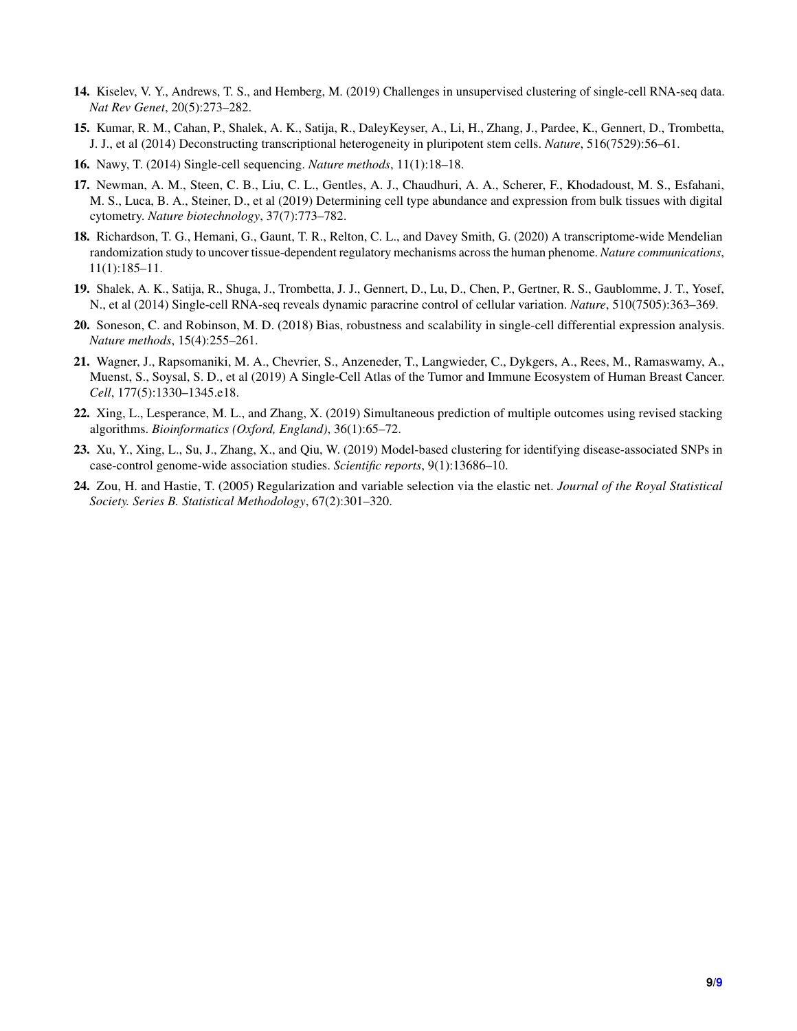14. Kiselev, V. Y., Andrews, T. S., and Hemberg, M. (2019) Challenges in unsupervised clustering of single-cell RNA-seq data. *Nat Rev Genet*, 20(5):273–282.

15. Kumar, R. M., Cahan, P., Shalek, A. K., Satija, R., DaleyKeyser, A., Li, H., Zhang, J., Pardee, K., Gennert, D., Trombetta, J. J., et al (2014) Deconstructing transcriptional heterogeneity in pluripotent stem cells. *Nature*, 516(7529):56–61.

16. Nawy, T. (2014) Single-cell sequencing. *Nature methods*, 11(1):18–18.

17. Newman, A. M., Steen, C. B., Liu, C. L., Gentles, A. J., Chaudhuri, A. A., Scherer, F., Khodadoust, M. S., Esfahani, M. S., Luca, B. A., Steiner, D., et al (2019) Determining cell type abundance and expression from bulk tissues with digital cytometry. *Nature biotechnology*, 37(7):773–782.

18. Richardson, T. G., Hemani, G., Gaunt, T. R., Relton, C. L., and Davey Smith, G. (2020) A transcriptome-wide Mendelian randomization study to uncover tissue-dependent regulatory mechanisms across the human phenome. *Nature communications*, 11(1):185–11.

19. Shalek, A. K., Satija, R., Shuga, J., Trombetta, J. J., Gennert, D., Lu, D., Chen, P., Gertner, R. S., Gaublomme, J. T., Yosef, N., et al (2014) Single-cell RNA-seq reveals dynamic paracrine control of cellular variation. *Nature*, 510(7505):363–369.

20. Soneson, C. and Robinson, M. D. (2018) Bias, robustness and scalability in single-cell differential expression analysis. *Nature methods*, 15(4):255–261.

21. Wagner, J., Rapsomaniki, M. A., Chevrier, S., Anzeneder, T., Langwieder, C., Dykgers, A., Rees, M., Ramaswamy, A., Muenst, S., Soysal, S. D., et al (2019) A Single-Cell Atlas of the Tumor and Immune Ecosystem of Human Breast Cancer. *Cell*, 177(5):1330–1345.e18.

22. Xing, L., Lesperance, M. L., and Zhang, X. (2019) Simultaneous prediction of multiple outcomes using revised stacking algorithms. *Bioinformatics (Oxford, England)*, 36(1):65–72.

23. Xu, Y., Xing, L., Su, J., Zhang, X., and Qiu, W. (2019) Model-based clustering for identifying disease-associated SNPs in case-control genome-wide association studies. *Scientific reports*, 9(1):13686–10.

24. Zou, H. and Hastie, T. (2005) Regularization and variable selection via the elastic net. *Journal of the Royal Statistical Society. Series B. Statistical Methodology*, 67(2):301–320.